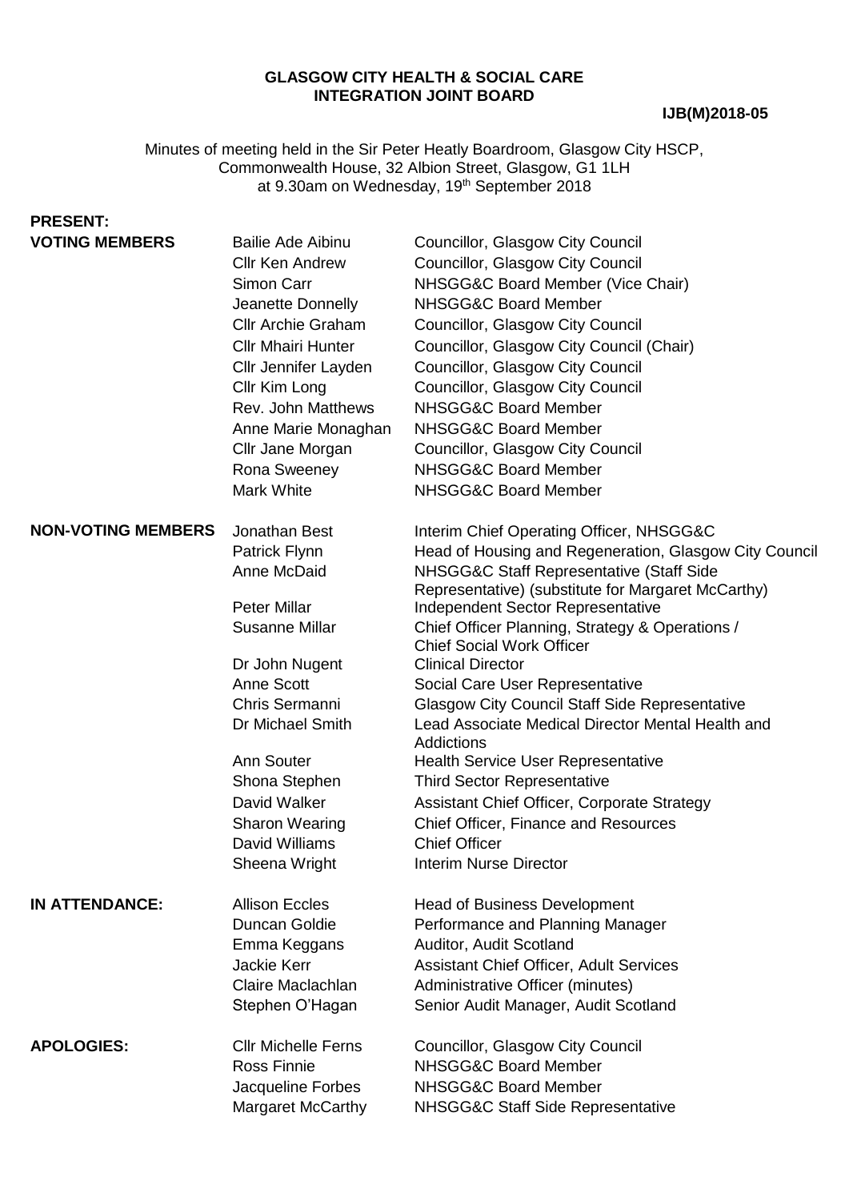# GLASGOW CITY HEALTH & SOCIAL CARE INTEGRATION JOINT BOARD

**IJB(M)2018-05**

Minutes of meeting held in the Sir Peter Heatly Boardroom, Glasgow City HSCP, Commonwealth House, 32 Albion Street, Glasgow, G1 1LH at 9.30am on Wednesday, 19th September 2018

**PRESENT:**

| | | |
|---|---|---|
| **VOTING MEMBERS** | Bailie Ade Aibinu | Councillor, Glasgow City Council |
| | Cllr Ken Andrew | Councillor, Glasgow City Council |
| | Simon Carr | NHSGG&C Board Member (Vice Chair) |
| | Jeanette Donnelly | NHSGG&C Board Member |
| | Cllr Archie Graham | Councillor, Glasgow City Council |
| | Cllr Mhairi Hunter | Councillor, Glasgow City Council (Chair) |
| | Cllr Jennifer Layden | Councillor, Glasgow City Council |
| | Cllr Kim Long | Councillor, Glasgow City Council |
| | Rev. John Matthews | NHSGG&C Board Member |
| | Anne Marie Monaghan | NHSGG&C Board Member |
| | Cllr Jane Morgan | Councillor, Glasgow City Council |
| | Rona Sweeney | NHSGG&C Board Member |
| | Mark White | NHSGG&C Board Member |
| **NON-VOTING MEMBERS** | Jonathan Best | Interim Chief Operating Officer, NHSGG&C |
| | Patrick Flynn | Head of Housing and Regeneration, Glasgow City Council |
| | Anne McDaid | NHSGG&C Staff Representative (Staff Side Representative) (substitute for Margaret McCarthy) |
| | Peter Millar | Independent Sector Representative |
| | Susanne Millar | Chief Officer Planning, Strategy & Operations / Chief Social Work Officer |
| | Dr John Nugent | Clinical Director |
| | Anne Scott | Social Care User Representative |
| | Chris Sermanni | Glasgow City Council Staff Side Representative |
| | Dr Michael Smith | Lead Associate Medical Director Mental Health and Addictions |
| | Ann Souter | Health Service User Representative |
| | Shona Stephen | Third Sector Representative |
| | David Walker | Assistant Chief Officer, Corporate Strategy |
| | Sharon Wearing | Chief Officer, Finance and Resources |
| | David Williams | Chief Officer |
| | Sheena Wright | Interim Nurse Director |
| **IN ATTENDANCE:** | Allison Eccles | Head of Business Development |
| | Duncan Goldie | Performance and Planning Manager |
| | Emma Keggans | Auditor, Audit Scotland |
| | Jackie Kerr | Assistant Chief Officer, Adult Services |
| | Claire Maclachlan | Administrative Officer (minutes) |
| | Stephen O'Hagan | Senior Audit Manager, Audit Scotland |
| **APOLOGIES:** | Cllr Michelle Ferns | Councillor, Glasgow City Council |
| | Ross Finnie | NHSGG&C Board Member |
| | Jacqueline Forbes | NHSGG&C Board Member |
| | Margaret McCarthy | NHSGG&C Staff Side Representative |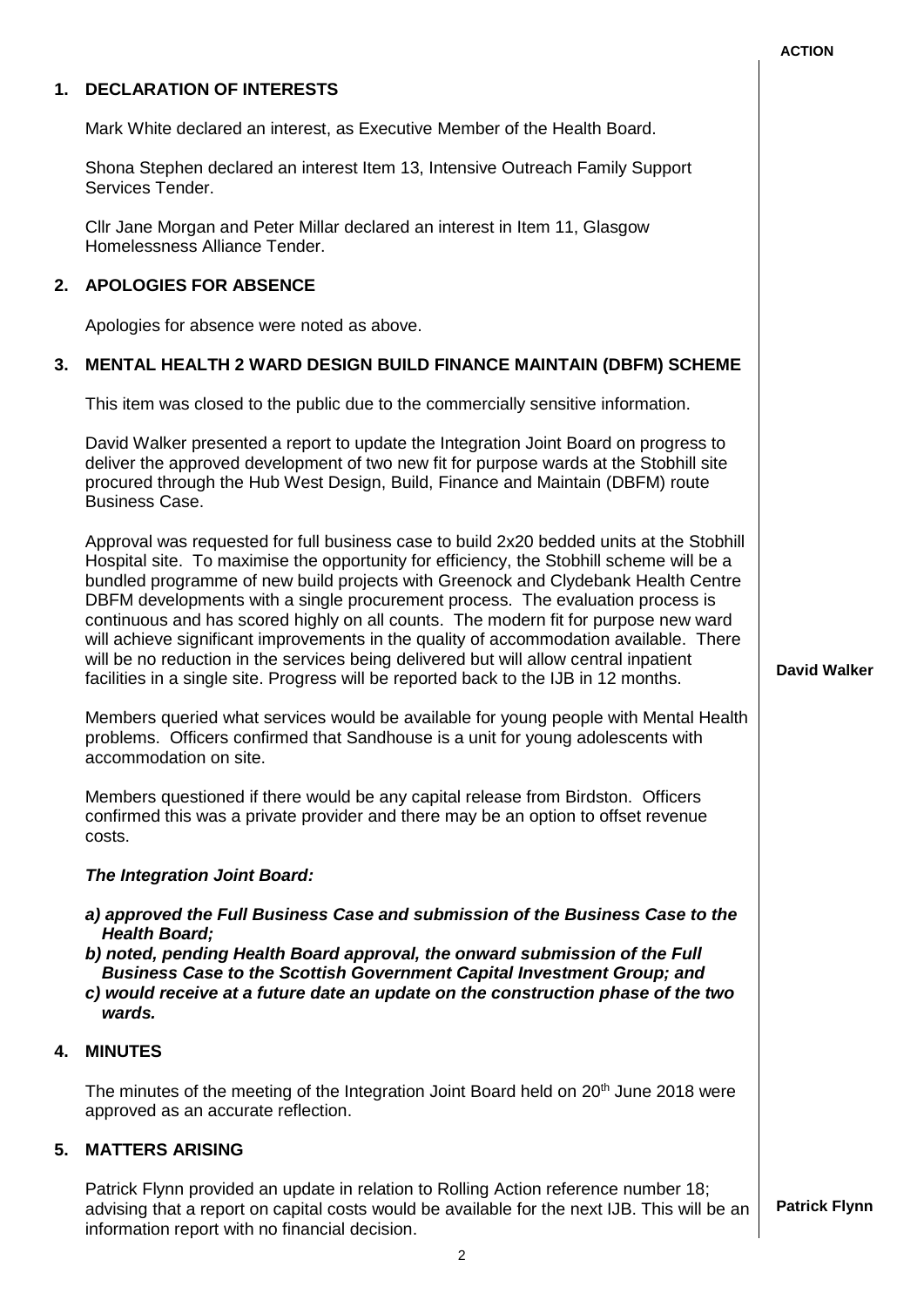**ACTION**

## 1. DECLARATION OF INTERESTS

Mark White declared an interest, as Executive Member of the Health Board.

Shona Stephen declared an interest Item 13, Intensive Outreach Family Support Services Tender.

Cllr Jane Morgan and Peter Millar declared an interest in Item 11, Glasgow Homelessness Alliance Tender.

## 2. APOLOGIES FOR ABSENCE

Apologies for absence were noted as above.

## 3. MENTAL HEALTH 2 WARD DESIGN BUILD FINANCE MAINTAIN (DBFM) SCHEME

This item was closed to the public due to the commercially sensitive information.

David Walker presented a report to update the Integration Joint Board on progress to deliver the approved development of two new fit for purpose wards at the Stobhill site procured through the Hub West Design, Build, Finance and Maintain (DBFM) route Business Case.

Approval was requested for full business case to build 2x20 bedded units at the Stobhill Hospital site. To maximise the opportunity for efficiency, the Stobhill scheme will be a bundled programme of new build projects with Greenock and Clydebank Health Centre DBFM developments with a single procurement process. The evaluation process is continuous and has scored highly on all counts. The modern fit for purpose new ward will achieve significant improvements in the quality of accommodation available. There will be no reduction in the services being delivered but will allow central inpatient facilities in a single site. Progress will be reported back to the IJB in 12 months. — **David Walker**

Members queried what services would be available for young people with Mental Health problems. Officers confirmed that Sandhouse is a unit for young adolescents with accommodation on site.

Members questioned if there would be any capital release from Birdston. Officers confirmed this was a private provider and there may be an option to offset revenue costs.

***The Integration Joint Board:***

***a) approved the Full Business Case and submission of the Business Case to the Health Board;***
***b) noted, pending Health Board approval, the onward submission of the Full Business Case to the Scottish Government Capital Investment Group; and***
***c) would receive at a future date an update on the construction phase of the two wards.***

## 4. MINUTES

The minutes of the meeting of the Integration Joint Board held on 20th June 2018 were approved as an accurate reflection.

## 5. MATTERS ARISING

Patrick Flynn provided an update in relation to Rolling Action reference number 18; advising that a report on capital costs would be available for the next IJB. This will be an information report with no financial decision. — **Patrick Flynn**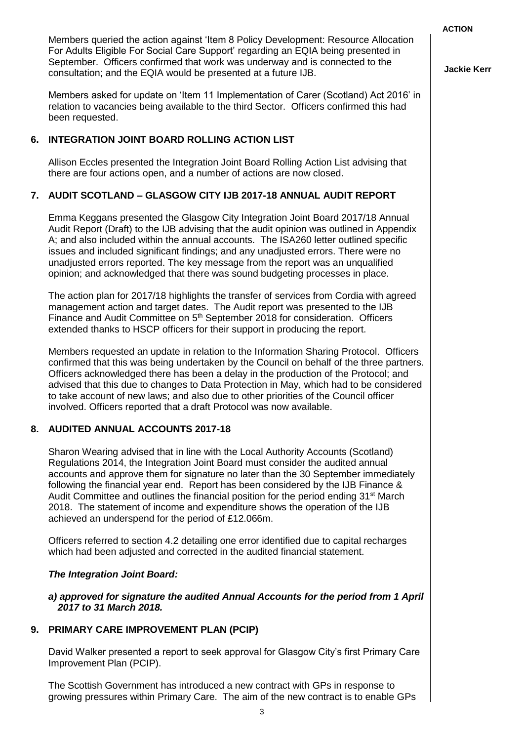**ACTION**

Members queried the action against 'Item 8 Policy Development: Resource Allocation For Adults Eligible For Social Care Support' regarding an EQIA being presented in September. Officers confirmed that work was underway and is connected to the consultation; and the EQIA would be presented at a future IJB. — **Jackie Kerr**

Members asked for update on 'Item 11 Implementation of Carer (Scotland) Act 2016' in relation to vacancies being available to the third Sector. Officers confirmed this had been requested.

## 6. INTEGRATION JOINT BOARD ROLLING ACTION LIST

Allison Eccles presented the Integration Joint Board Rolling Action List advising that there are four actions open, and a number of actions are now closed.

## 7. AUDIT SCOTLAND – GLASGOW CITY IJB 2017-18 ANNUAL AUDIT REPORT

Emma Keggans presented the Glasgow City Integration Joint Board 2017/18 Annual Audit Report (Draft) to the IJB advising that the audit opinion was outlined in Appendix A; and also included within the annual accounts. The ISA260 letter outlined specific issues and included significant findings; and any unadjusted errors. There were no unadjusted errors reported. The key message from the report was an unqualified opinion; and acknowledged that there was sound budgeting processes in place.

The action plan for 2017/18 highlights the transfer of services from Cordia with agreed management action and target dates. The Audit report was presented to the IJB Finance and Audit Committee on 5th September 2018 for consideration. Officers extended thanks to HSCP officers for their support in producing the report.

Members requested an update in relation to the Information Sharing Protocol. Officers confirmed that this was being undertaken by the Council on behalf of the three partners. Officers acknowledged there has been a delay in the production of the Protocol; and advised that this due to changes to Data Protection in May, which had to be considered to take account of new laws; and also due to other priorities of the Council officer involved. Officers reported that a draft Protocol was now available.

## 8. AUDITED ANNUAL ACCOUNTS 2017-18

Sharon Wearing advised that in line with the Local Authority Accounts (Scotland) Regulations 2014, the Integration Joint Board must consider the audited annual accounts and approve them for signature no later than the 30 September immediately following the financial year end. Report has been considered by the IJB Finance & Audit Committee and outlines the financial position for the period ending 31st March 2018. The statement of income and expenditure shows the operation of the IJB achieved an underspend for the period of £12.066m.

Officers referred to section 4.2 detailing one error identified due to capital recharges which had been adjusted and corrected in the audited financial statement.

***The Integration Joint Board:***

***a) approved for signature the audited Annual Accounts for the period from 1 April 2017 to 31 March 2018.***

## 9. PRIMARY CARE IMPROVEMENT PLAN (PCIP)

David Walker presented a report to seek approval for Glasgow City's first Primary Care Improvement Plan (PCIP).

The Scottish Government has introduced a new contract with GPs in response to growing pressures within Primary Care. The aim of the new contract is to enable GPs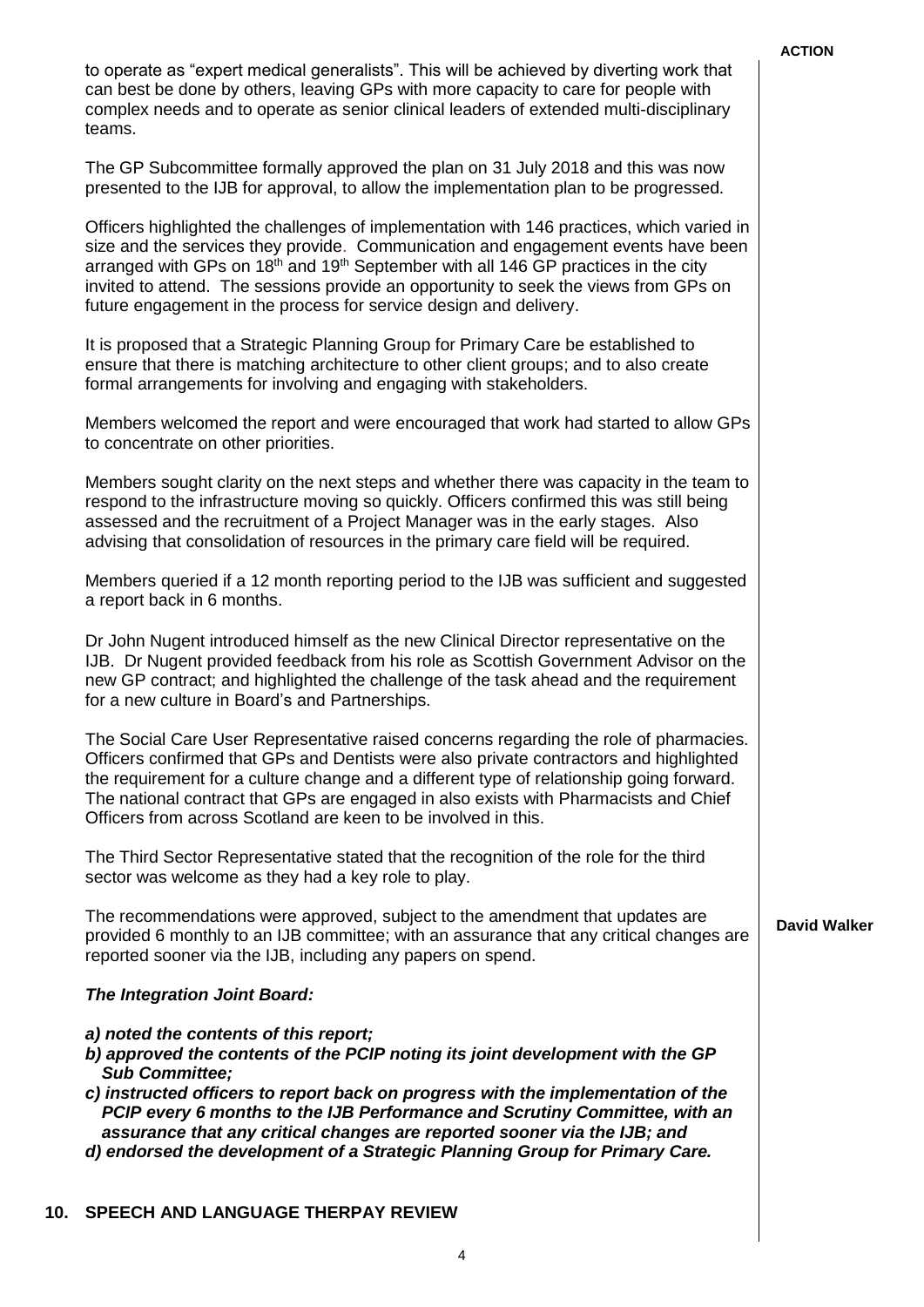to operate as "expert medical generalists". This will be achieved by diverting work that can best be done by others, leaving GPs with more capacity to care for people with complex needs and to operate as senior clinical leaders of extended multi-disciplinary teams.

The GP Subcommittee formally approved the plan on 31 July 2018 and this was now presented to the IJB for approval, to allow the implementation plan to be progressed.

Officers highlighted the challenges of implementation with 146 practices, which varied in size and the services they provide. Communication and engagement events have been arranged with GPs on 18th and 19th September with all 146 GP practices in the city invited to attend. The sessions provide an opportunity to seek the views from GPs on future engagement in the process for service design and delivery.

It is proposed that a Strategic Planning Group for Primary Care be established to ensure that there is matching architecture to other client groups; and to also create formal arrangements for involving and engaging with stakeholders.

Members welcomed the report and were encouraged that work had started to allow GPs to concentrate on other priorities.

Members sought clarity on the next steps and whether there was capacity in the team to respond to the infrastructure moving so quickly. Officers confirmed this was still being assessed and the recruitment of a Project Manager was in the early stages. Also advising that consolidation of resources in the primary care field will be required.

Members queried if a 12 month reporting period to the IJB was sufficient and suggested a report back in 6 months.

Dr John Nugent introduced himself as the new Clinical Director representative on the IJB. Dr Nugent provided feedback from his role as Scottish Government Advisor on the new GP contract; and highlighted the challenge of the task ahead and the requirement for a new culture in Board's and Partnerships.

The Social Care User Representative raised concerns regarding the role of pharmacies. Officers confirmed that GPs and Dentists were also private contractors and highlighted the requirement for a culture change and a different type of relationship going forward. The national contract that GPs are engaged in also exists with Pharmacists and Chief Officers from across Scotland are keen to be involved in this.

The Third Sector Representative stated that the recognition of the role for the third sector was welcome as they had a key role to play.

The recommendations were approved, subject to the amendment that updates are provided 6 monthly to an IJB committee; with an assurance that any critical changes are reported sooner via the IJB, including any papers on spend.

**ACTION: David Walker**

***The Integration Joint Board:***

***a) noted the contents of this report;***
***b) approved the contents of the PCIP noting its joint development with the GP Sub Committee;***
***c) instructed officers to report back on progress with the implementation of the PCIP every 6 months to the IJB Performance and Scrutiny Committee, with an assurance that any critical changes are reported sooner via the IJB; and***
***d) endorsed the development of a Strategic Planning Group for Primary Care.***

## 10. SPEECH AND LANGUAGE THERPAY REVIEW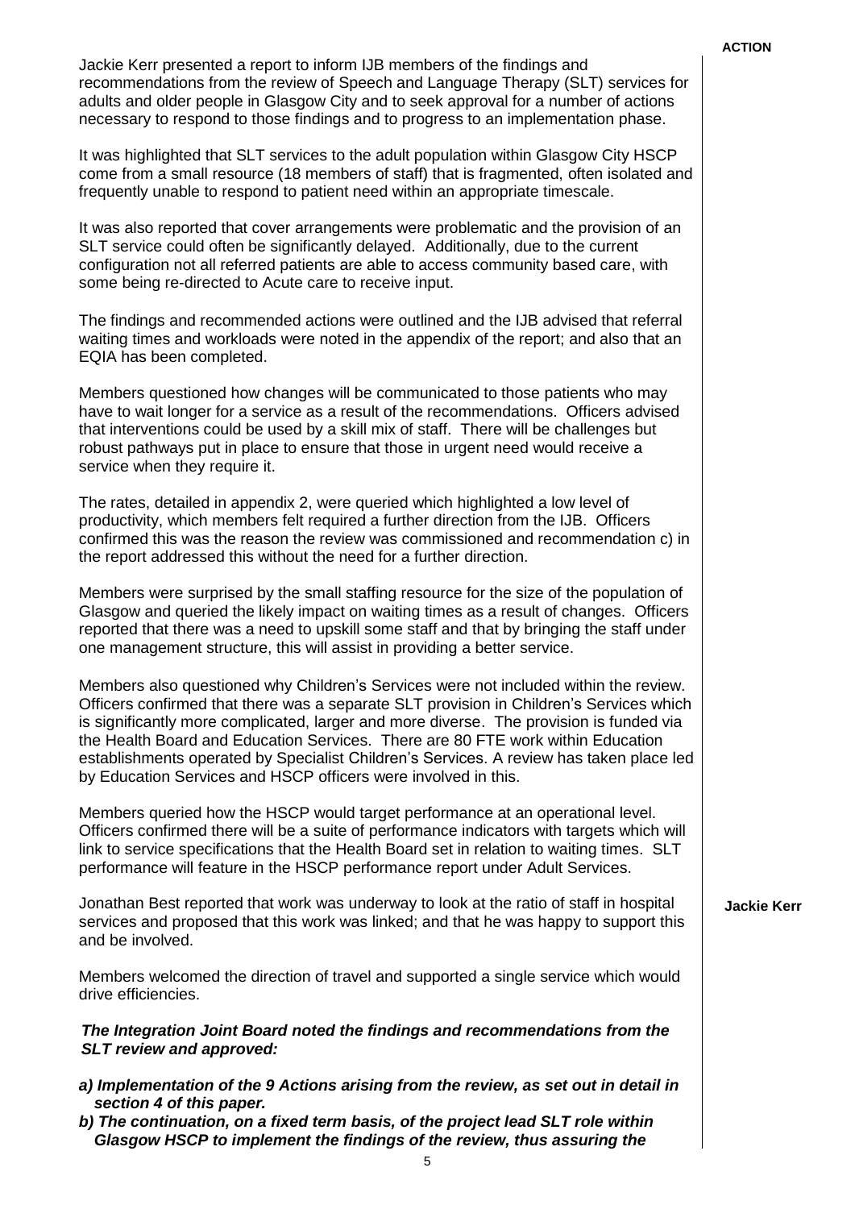**ACTION**

Jackie Kerr presented a report to inform IJB members of the findings and recommendations from the review of Speech and Language Therapy (SLT) services for adults and older people in Glasgow City and to seek approval for a number of actions necessary to respond to those findings and to progress to an implementation phase.

It was highlighted that SLT services to the adult population within Glasgow City HSCP come from a small resource (18 members of staff) that is fragmented, often isolated and frequently unable to respond to patient need within an appropriate timescale.

It was also reported that cover arrangements were problematic and the provision of an SLT service could often be significantly delayed. Additionally, due to the current configuration not all referred patients are able to access community based care, with some being re-directed to Acute care to receive input.

The findings and recommended actions were outlined and the IJB advised that referral waiting times and workloads were noted in the appendix of the report; and also that an EQIA has been completed.

Members questioned how changes will be communicated to those patients who may have to wait longer for a service as a result of the recommendations. Officers advised that interventions could be used by a skill mix of staff. There will be challenges but robust pathways put in place to ensure that those in urgent need would receive a service when they require it.

The rates, detailed in appendix 2, were queried which highlighted a low level of productivity, which members felt required a further direction from the IJB. Officers confirmed this was the reason the review was commissioned and recommendation c) in the report addressed this without the need for a further direction.

Members were surprised by the small staffing resource for the size of the population of Glasgow and queried the likely impact on waiting times as a result of changes. Officers reported that there was a need to upskill some staff and that by bringing the staff under one management structure, this will assist in providing a better service.

Members also questioned why Children's Services were not included within the review. Officers confirmed that there was a separate SLT provision in Children's Services which is significantly more complicated, larger and more diverse. The provision is funded via the Health Board and Education Services. There are 80 FTE work within Education establishments operated by Specialist Children's Services. A review has taken place led by Education Services and HSCP officers were involved in this.

Members queried how the HSCP would target performance at an operational level. Officers confirmed there will be a suite of performance indicators with targets which will link to service specifications that the Health Board set in relation to waiting times. SLT performance will feature in the HSCP performance report under Adult Services.

Jonathan Best reported that work was underway to look at the ratio of staff in hospital services and proposed that this work was linked; and that he was happy to support this and be involved. **Jackie Kerr**

Members welcomed the direction of travel and supported a single service which would drive efficiencies.

***The Integration Joint Board noted the findings and recommendations from the SLT review and approved:***

***a) Implementation of the 9 Actions arising from the review, as set out in detail in section 4 of this paper.***
***b) The continuation, on a fixed term basis, of the project lead SLT role within Glasgow HSCP to implement the findings of the review, thus assuring the***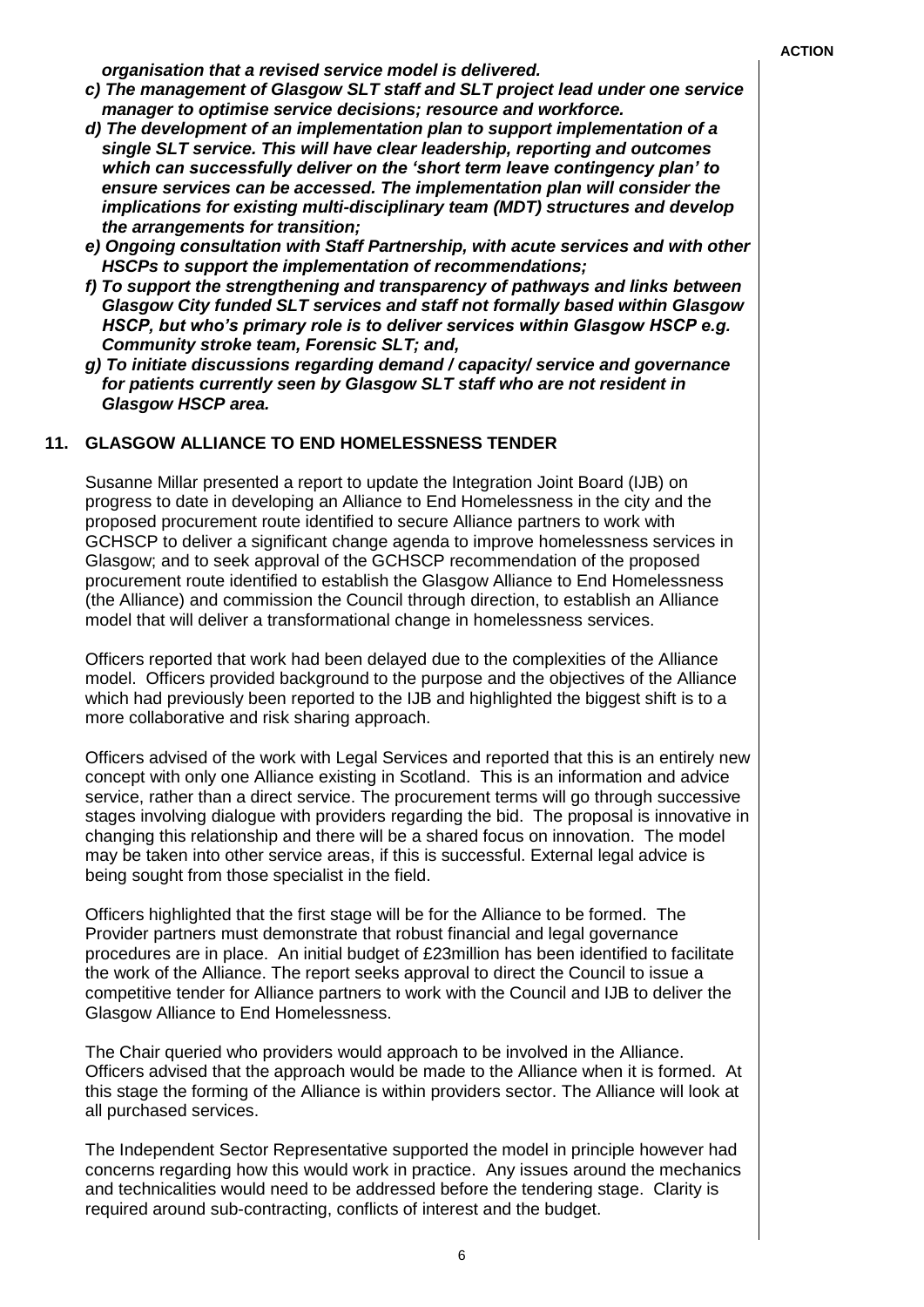***organisation that a revised service model is delivered.***

***c) The management of Glasgow SLT staff and SLT project lead under one service manager to optimise service decisions; resource and workforce.***

***d) The development of an implementation plan to support implementation of a single SLT service. This will have clear leadership, reporting and outcomes which can successfully deliver on the 'short term leave contingency plan' to ensure services can be accessed. The implementation plan will consider the implications for existing multi-disciplinary team (MDT) structures and develop the arrangements for transition;***

***e) Ongoing consultation with Staff Partnership, with acute services and with other HSCPs to support the implementation of recommendations;***

***f) To support the strengthening and transparency of pathways and links between Glasgow City funded SLT services and staff not formally based within Glasgow HSCP, but who's primary role is to deliver services within Glasgow HSCP e.g. Community stroke team, Forensic SLT; and,***

***g) To initiate discussions regarding demand / capacity/ service and governance for patients currently seen by Glasgow SLT staff who are not resident in Glasgow HSCP area.***

## 11. GLASGOW ALLIANCE TO END HOMELESSNESS TENDER

Susanne Millar presented a report to update the Integration Joint Board (IJB) on progress to date in developing an Alliance to End Homelessness in the city and the proposed procurement route identified to secure Alliance partners to work with GCHSCP to deliver a significant change agenda to improve homelessness services in Glasgow; and to seek approval of the GCHSCP recommendation of the proposed procurement route identified to establish the Glasgow Alliance to End Homelessness (the Alliance) and commission the Council through direction, to establish an Alliance model that will deliver a transformational change in homelessness services.

Officers reported that work had been delayed due to the complexities of the Alliance model. Officers provided background to the purpose and the objectives of the Alliance which had previously been reported to the IJB and highlighted the biggest shift is to a more collaborative and risk sharing approach.

Officers advised of the work with Legal Services and reported that this is an entirely new concept with only one Alliance existing in Scotland. This is an information and advice service, rather than a direct service. The procurement terms will go through successive stages involving dialogue with providers regarding the bid. The proposal is innovative in changing this relationship and there will be a shared focus on innovation. The model may be taken into other service areas, if this is successful. External legal advice is being sought from those specialist in the field.

Officers highlighted that the first stage will be for the Alliance to be formed. The Provider partners must demonstrate that robust financial and legal governance procedures are in place. An initial budget of £23million has been identified to facilitate the work of the Alliance. The report seeks approval to direct the Council to issue a competitive tender for Alliance partners to work with the Council and IJB to deliver the Glasgow Alliance to End Homelessness.

The Chair queried who providers would approach to be involved in the Alliance. Officers advised that the approach would be made to the Alliance when it is formed. At this stage the forming of the Alliance is within providers sector. The Alliance will look at all purchased services.

The Independent Sector Representative supported the model in principle however had concerns regarding how this would work in practice. Any issues around the mechanics and technicalities would need to be addressed before the tendering stage. Clarity is required around sub-contracting, conflicts of interest and the budget.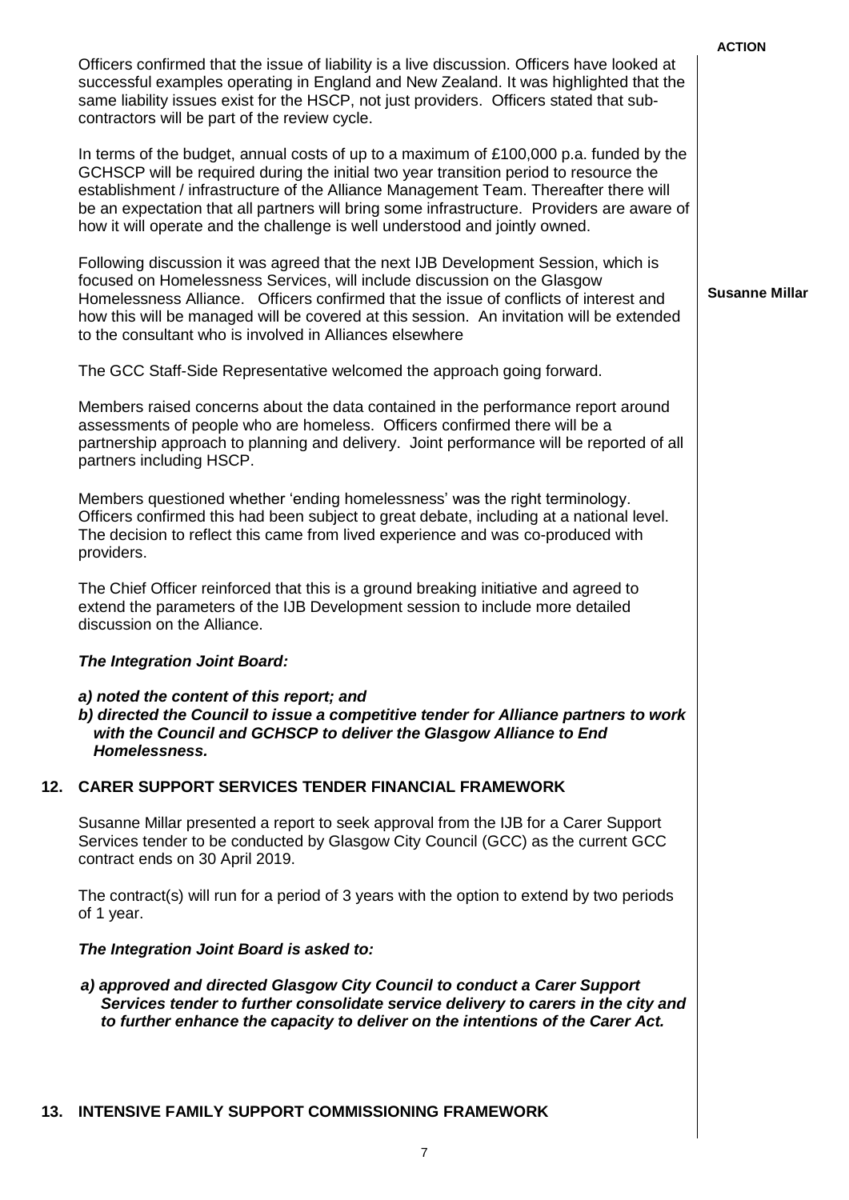**ACTION**

Officers confirmed that the issue of liability is a live discussion. Officers have looked at successful examples operating in England and New Zealand. It was highlighted that the same liability issues exist for the HSCP, not just providers. Officers stated that sub-contractors will be part of the review cycle.

In terms of the budget, annual costs of up to a maximum of £100,000 p.a. funded by the GCHSCP will be required during the initial two year transition period to resource the establishment / infrastructure of the Alliance Management Team. Thereafter there will be an expectation that all partners will bring some infrastructure. Providers are aware of how it will operate and the challenge is well understood and jointly owned.

Following discussion it was agreed that the next IJB Development Session, which is focused on Homelessness Services, will include discussion on the Glasgow Homelessness Alliance. Officers confirmed that the issue of conflicts of interest and how this will be managed will be covered at this session. An invitation will be extended to the consultant who is involved in Alliances elsewhere — **Susanne Millar**

The GCC Staff-Side Representative welcomed the approach going forward.

Members raised concerns about the data contained in the performance report around assessments of people who are homeless. Officers confirmed there will be a partnership approach to planning and delivery. Joint performance will be reported of all partners including HSCP.

Members questioned whether 'ending homelessness' was the right terminology. Officers confirmed this had been subject to great debate, including at a national level. The decision to reflect this came from lived experience and was co-produced with providers.

The Chief Officer reinforced that this is a ground breaking initiative and agreed to extend the parameters of the IJB Development session to include more detailed discussion on the Alliance.

***The Integration Joint Board:***

***a) noted the content of this report; and***
***b) directed the Council to issue a competitive tender for Alliance partners to work with the Council and GCHSCP to deliver the Glasgow Alliance to End Homelessness.***

## 12. CARER SUPPORT SERVICES TENDER FINANCIAL FRAMEWORK

Susanne Millar presented a report to seek approval from the IJB for a Carer Support Services tender to be conducted by Glasgow City Council (GCC) as the current GCC contract ends on 30 April 2019.

The contract(s) will run for a period of 3 years with the option to extend by two periods of 1 year.

***The Integration Joint Board is asked to:***

***a) approved and directed Glasgow City Council to conduct a Carer Support Services tender to further consolidate service delivery to carers in the city and to further enhance the capacity to deliver on the intentions of the Carer Act.***

## 13. INTENSIVE FAMILY SUPPORT COMMISSIONING FRAMEWORK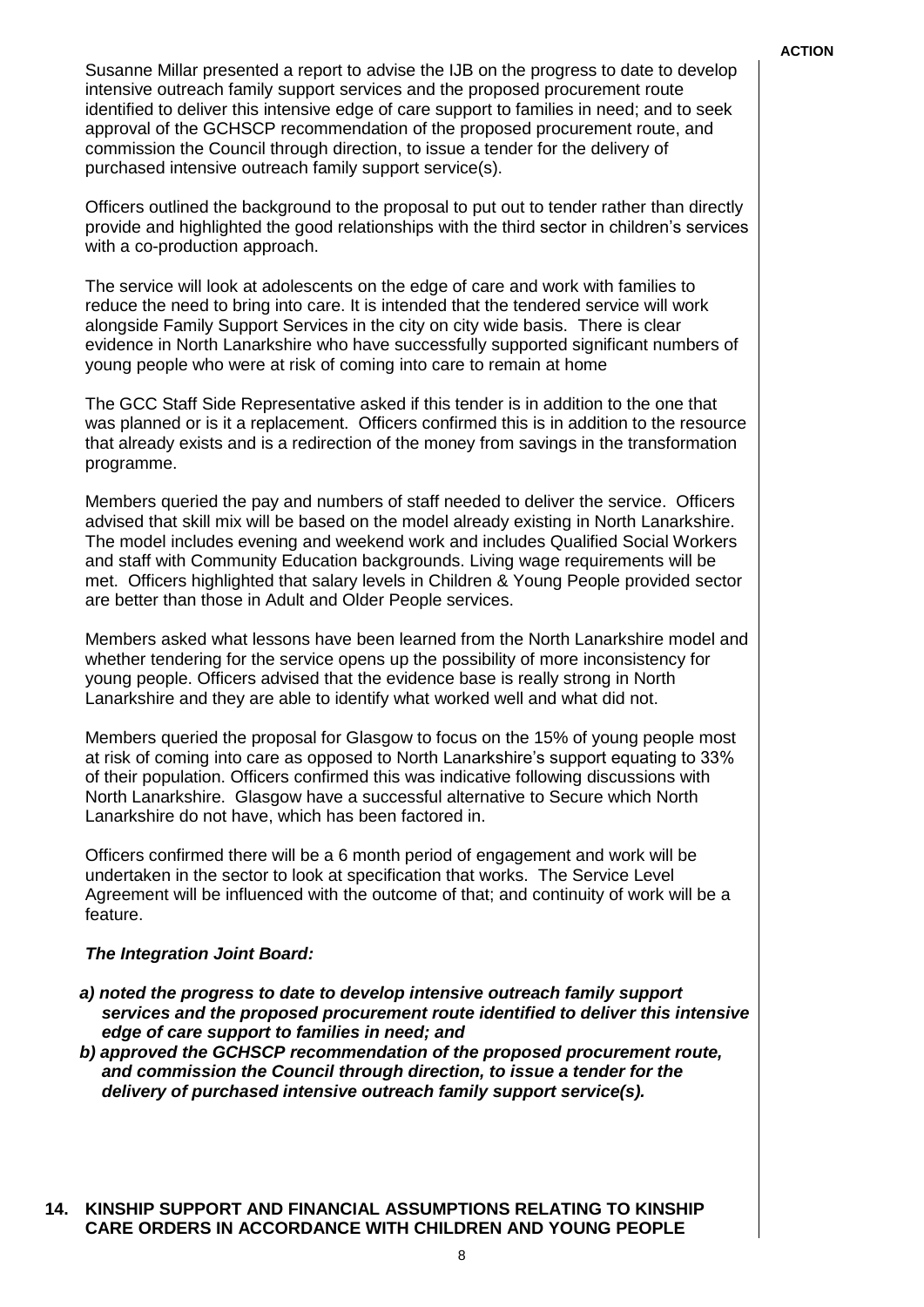**ACTION**

Susanne Millar presented a report to advise the IJB on the progress to date to develop intensive outreach family support services and the proposed procurement route identified to deliver this intensive edge of care support to families in need; and to seek approval of the GCHSCP recommendation of the proposed procurement route, and commission the Council through direction, to issue a tender for the delivery of purchased intensive outreach family support service(s).

Officers outlined the background to the proposal to put out to tender rather than directly provide and highlighted the good relationships with the third sector in children's services with a co-production approach.

The service will look at adolescents on the edge of care and work with families to reduce the need to bring into care. It is intended that the tendered service will work alongside Family Support Services in the city on city wide basis. There is clear evidence in North Lanarkshire who have successfully supported significant numbers of young people who were at risk of coming into care to remain at home

The GCC Staff Side Representative asked if this tender is in addition to the one that was planned or is it a replacement. Officers confirmed this is in addition to the resource that already exists and is a redirection of the money from savings in the transformation programme.

Members queried the pay and numbers of staff needed to deliver the service. Officers advised that skill mix will be based on the model already existing in North Lanarkshire. The model includes evening and weekend work and includes Qualified Social Workers and staff with Community Education backgrounds. Living wage requirements will be met. Officers highlighted that salary levels in Children & Young People provided sector are better than those in Adult and Older People services.

Members asked what lessons have been learned from the North Lanarkshire model and whether tendering for the service opens up the possibility of more inconsistency for young people. Officers advised that the evidence base is really strong in North Lanarkshire and they are able to identify what worked well and what did not.

Members queried the proposal for Glasgow to focus on the 15% of young people most at risk of coming into care as opposed to North Lanarkshire's support equating to 33% of their population. Officers confirmed this was indicative following discussions with North Lanarkshire. Glasgow have a successful alternative to Secure which North Lanarkshire do not have, which has been factored in.

Officers confirmed there will be a 6 month period of engagement and work will be undertaken in the sector to look at specification that works. The Service Level Agreement will be influenced with the outcome of that; and continuity of work will be a feature.

***The Integration Joint Board:***

***a) noted the progress to date to develop intensive outreach family support services and the proposed procurement route identified to deliver this intensive edge of care support to families in need; and***

***b) approved the GCHSCP recommendation of the proposed procurement route, and commission the Council through direction, to issue a tender for the delivery of purchased intensive outreach family support service(s).***

## 14. KINSHIP SUPPORT AND FINANCIAL ASSUMPTIONS RELATING TO KINSHIP CARE ORDERS IN ACCORDANCE WITH CHILDREN AND YOUNG PEOPLE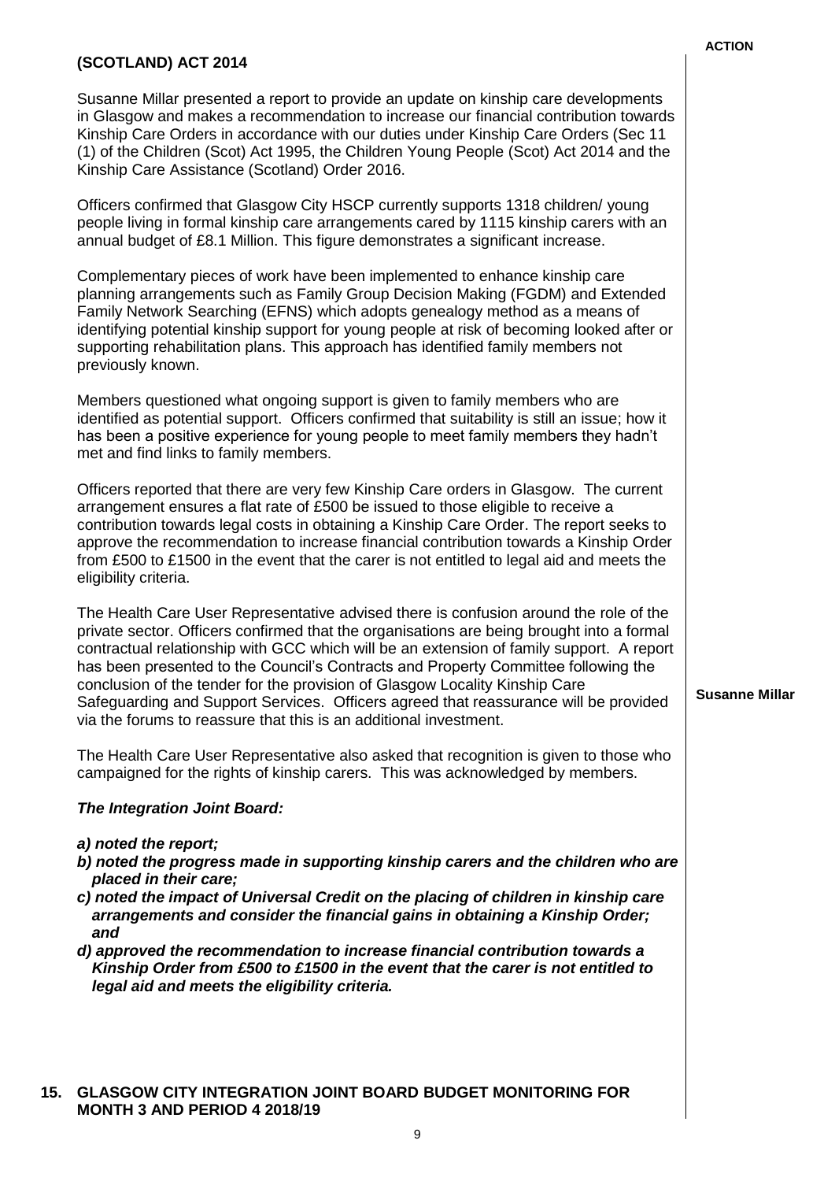**ACTION**

**(SCOTLAND) ACT 2014**

Susanne Millar presented a report to provide an update on kinship care developments in Glasgow and makes a recommendation to increase our financial contribution towards Kinship Care Orders in accordance with our duties under Kinship Care Orders (Sec 11 (1) of the Children (Scot) Act 1995, the Children Young People (Scot) Act 2014 and the Kinship Care Assistance (Scotland) Order 2016.

Officers confirmed that Glasgow City HSCP currently supports 1318 children/ young people living in formal kinship care arrangements cared by 1115 kinship carers with an annual budget of £8.1 Million. This figure demonstrates a significant increase.

Complementary pieces of work have been implemented to enhance kinship care planning arrangements such as Family Group Decision Making (FGDM) and Extended Family Network Searching (EFNS) which adopts genealogy method as a means of identifying potential kinship support for young people at risk of becoming looked after or supporting rehabilitation plans. This approach has identified family members not previously known.

Members questioned what ongoing support is given to family members who are identified as potential support. Officers confirmed that suitability is still an issue; how it has been a positive experience for young people to meet family members they hadn't met and find links to family members.

Officers reported that there are very few Kinship Care orders in Glasgow. The current arrangement ensures a flat rate of £500 be issued to those eligible to receive a contribution towards legal costs in obtaining a Kinship Care Order. The report seeks to approve the recommendation to increase financial contribution towards a Kinship Order from £500 to £1500 in the event that the carer is not entitled to legal aid and meets the eligibility criteria.

The Health Care User Representative advised there is confusion around the role of the private sector. Officers confirmed that the organisations are being brought into a formal contractual relationship with GCC which will be an extension of family support. A report has been presented to the Council's Contracts and Property Committee following the conclusion of the tender for the provision of Glasgow Locality Kinship Care Safeguarding and Support Services. Officers agreed that reassurance will be provided via the forums to reassure that this is an additional investment. **Susanne Millar**

The Health Care User Representative also asked that recognition is given to those who campaigned for the rights of kinship carers. This was acknowledged by members.

***The Integration Joint Board:***

***a) noted the report;***
***b) noted the progress made in supporting kinship carers and the children who are placed in their care;***
***c) noted the impact of Universal Credit on the placing of children in kinship care arrangements and consider the financial gains in obtaining a Kinship Order; and***
***d) approved the recommendation to increase financial contribution towards a Kinship Order from £500 to £1500 in the event that the carer is not entitled to legal aid and meets the eligibility criteria.***

**15. GLASGOW CITY INTEGRATION JOINT BOARD BUDGET MONITORING FOR MONTH 3 AND PERIOD 4 2018/19**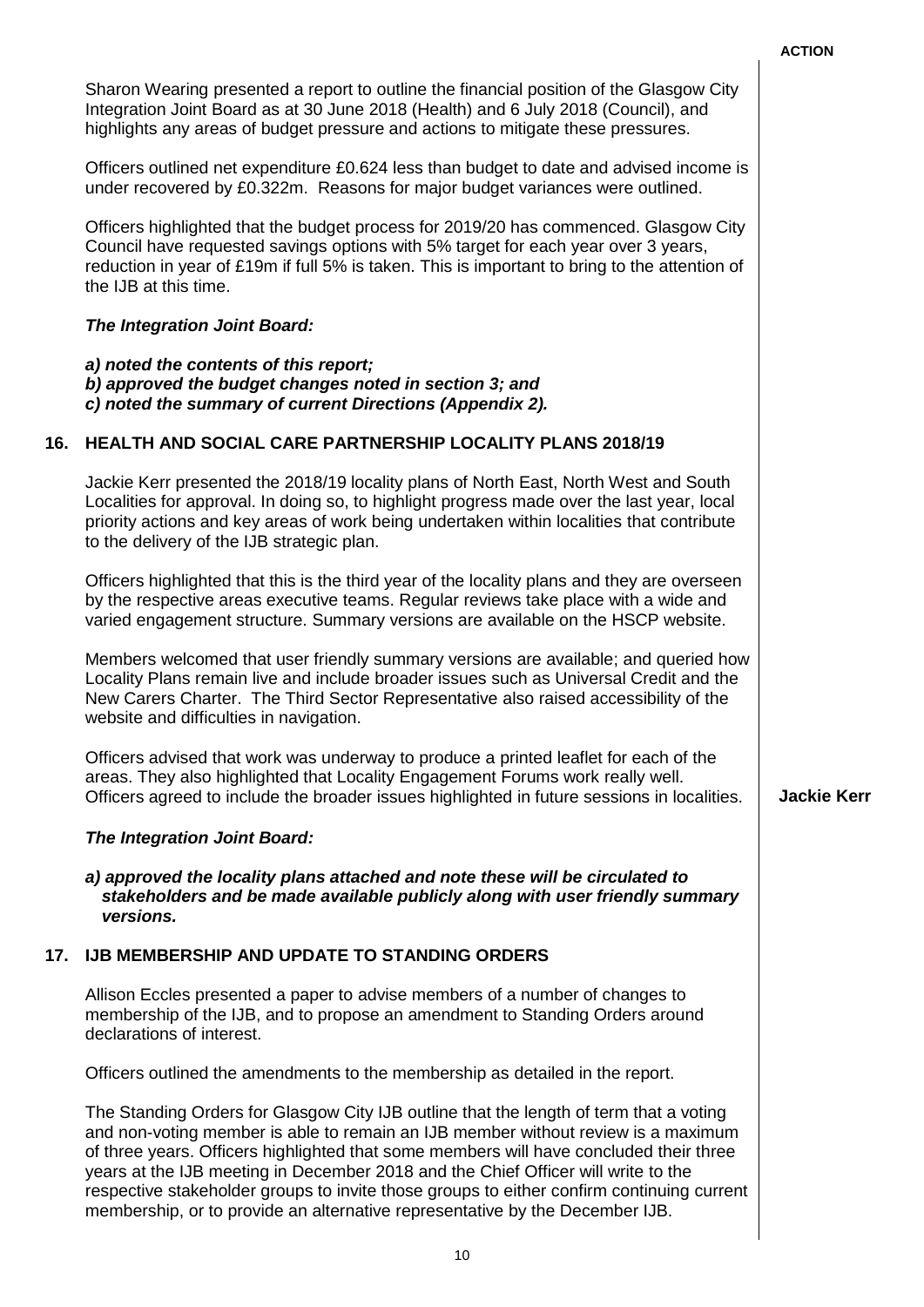**ACTION**

Sharon Wearing presented a report to outline the financial position of the Glasgow City Integration Joint Board as at 30 June 2018 (Health) and 6 July 2018 (Council), and highlights any areas of budget pressure and actions to mitigate these pressures.

Officers outlined net expenditure £0.624 less than budget to date and advised income is under recovered by £0.322m. Reasons for major budget variances were outlined.

Officers highlighted that the budget process for 2019/20 has commenced. Glasgow City Council have requested savings options with 5% target for each year over 3 years, reduction in year of £19m if full 5% is taken. This is important to bring to the attention of the IJB at this time.

***The Integration Joint Board:***

***a) noted the contents of this report;***
***b) approved the budget changes noted in section 3; and***
***c) noted the summary of current Directions (Appendix 2).***

## 16. HEALTH AND SOCIAL CARE PARTNERSHIP LOCALITY PLANS 2018/19

Jackie Kerr presented the 2018/19 locality plans of North East, North West and South Localities for approval. In doing so, to highlight progress made over the last year, local priority actions and key areas of work being undertaken within localities that contribute to the delivery of the IJB strategic plan.

Officers highlighted that this is the third year of the locality plans and they are overseen by the respective areas executive teams. Regular reviews take place with a wide and varied engagement structure. Summary versions are available on the HSCP website.

Members welcomed that user friendly summary versions are available; and queried how Locality Plans remain live and include broader issues such as Universal Credit and the New Carers Charter. The Third Sector Representative also raised accessibility of the website and difficulties in navigation.

Officers advised that work was underway to produce a printed leaflet for each of the areas. They also highlighted that Locality Engagement Forums work really well. Officers agreed to include the broader issues highlighted in future sessions in localities. — **Jackie Kerr**

***The Integration Joint Board:***

***a) approved the locality plans attached and note these will be circulated to stakeholders and be made available publicly along with user friendly summary versions.***

## 17. IJB MEMBERSHIP AND UPDATE TO STANDING ORDERS

Allison Eccles presented a paper to advise members of a number of changes to membership of the IJB, and to propose an amendment to Standing Orders around declarations of interest.

Officers outlined the amendments to the membership as detailed in the report.

The Standing Orders for Glasgow City IJB outline that the length of term that a voting and non-voting member is able to remain an IJB member without review is a maximum of three years. Officers highlighted that some members will have concluded their three years at the IJB meeting in December 2018 and the Chief Officer will write to the respective stakeholder groups to invite those groups to either confirm continuing current membership, or to provide an alternative representative by the December IJB.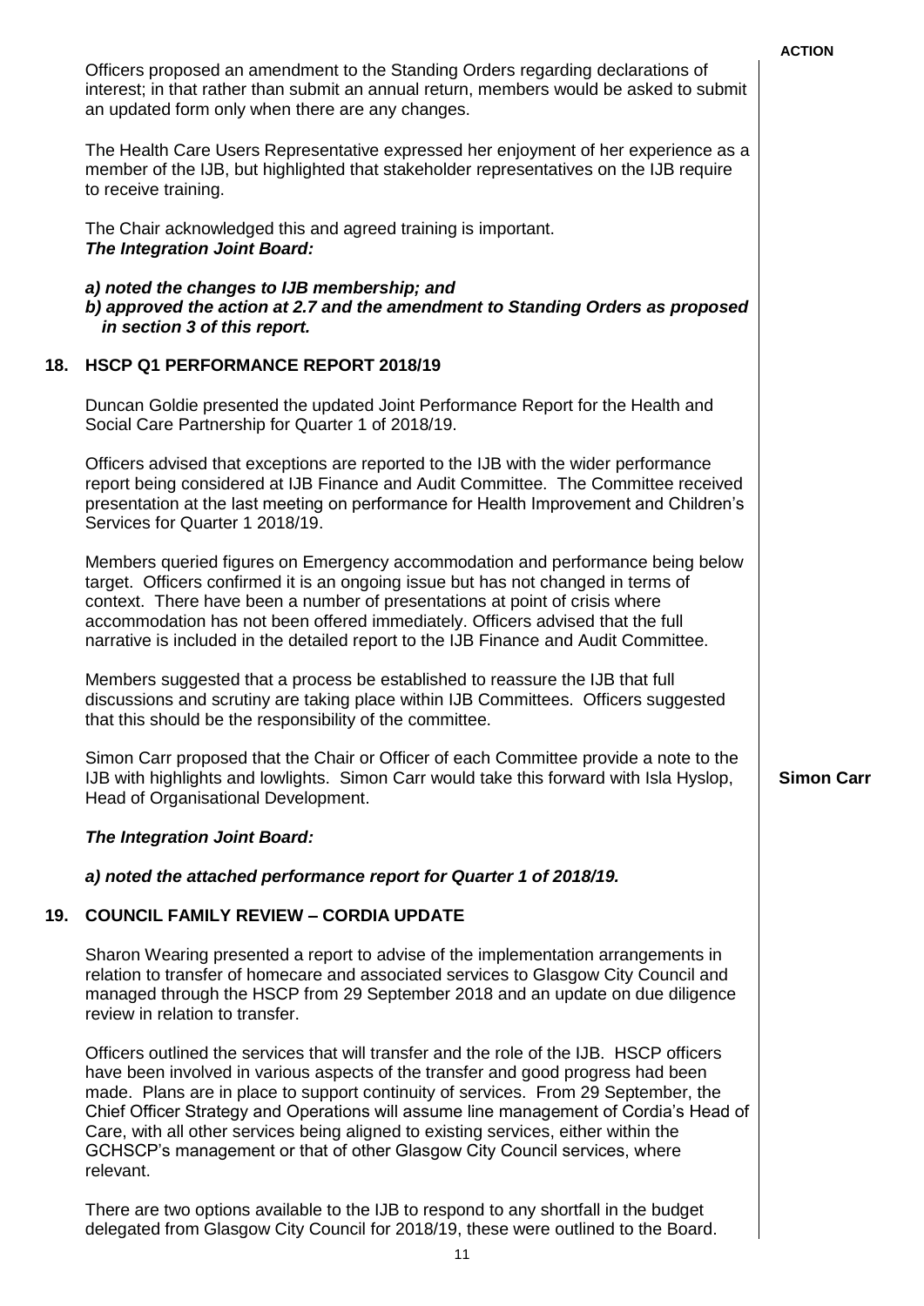Officers proposed an amendment to the Standing Orders regarding declarations of interest; in that rather than submit an annual return, members would be asked to submit an updated form only when there are any changes.

The Health Care Users Representative expressed her enjoyment of her experience as a member of the IJB, but highlighted that stakeholder representatives on the IJB require to receive training.

The Chair acknowledged this and agreed training is important.

***The Integration Joint Board:***

***a) noted the changes to IJB membership; and***
***b) approved the action at 2.7 and the amendment to Standing Orders as proposed in section 3 of this report.***

## 18. HSCP Q1 PERFORMANCE REPORT 2018/19

Duncan Goldie presented the updated Joint Performance Report for the Health and Social Care Partnership for Quarter 1 of 2018/19.

Officers advised that exceptions are reported to the IJB with the wider performance report being considered at IJB Finance and Audit Committee. The Committee received presentation at the last meeting on performance for Health Improvement and Children's Services for Quarter 1 2018/19.

Members queried figures on Emergency accommodation and performance being below target. Officers confirmed it is an ongoing issue but has not changed in terms of context. There have been a number of presentations at point of crisis where accommodation has not been offered immediately. Officers advised that the full narrative is included in the detailed report to the IJB Finance and Audit Committee.

Members suggested that a process be established to reassure the IJB that full discussions and scrutiny are taking place within IJB Committees. Officers suggested that this should be the responsibility of the committee.

Simon Carr proposed that the Chair or Officer of each Committee provide a note to the IJB with highlights and lowlights. Simon Carr would take this forward with Isla Hyslop, Head of Organisational Development. — **ACTION: Simon Carr**

***The Integration Joint Board:***

***a) noted the attached performance report for Quarter 1 of 2018/19.***

## 19. COUNCIL FAMILY REVIEW – CORDIA UPDATE

Sharon Wearing presented a report to advise of the implementation arrangements in relation to transfer of homecare and associated services to Glasgow City Council and managed through the HSCP from 29 September 2018 and an update on due diligence review in relation to transfer.

Officers outlined the services that will transfer and the role of the IJB. HSCP officers have been involved in various aspects of the transfer and good progress had been made. Plans are in place to support continuity of services. From 29 September, the Chief Officer Strategy and Operations will assume line management of Cordia's Head of Care, with all other services being aligned to existing services, either within the GCHSCP's management or that of other Glasgow City Council services, where relevant.

There are two options available to the IJB to respond to any shortfall in the budget delegated from Glasgow City Council for 2018/19, these were outlined to the Board.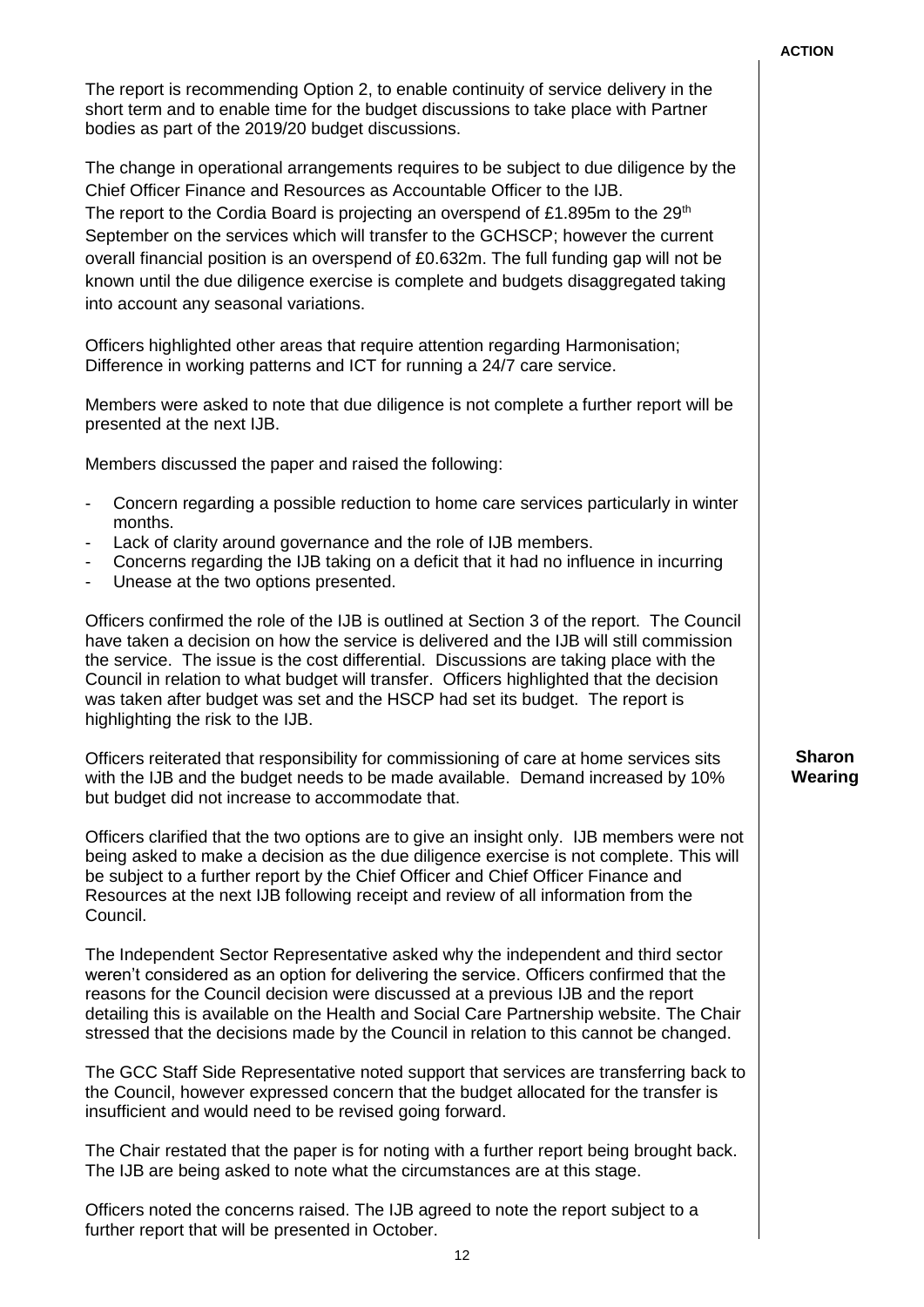**ACTION**

The report is recommending Option 2, to enable continuity of service delivery in the short term and to enable time for the budget discussions to take place with Partner bodies as part of the 2019/20 budget discussions.

The change in operational arrangements requires to be subject to due diligence by the Chief Officer Finance and Resources as Accountable Officer to the IJB. The report to the Cordia Board is projecting an overspend of £1.895m to the 29th September on the services which will transfer to the GCHSCP; however the current overall financial position is an overspend of £0.632m. The full funding gap will not be known until the due diligence exercise is complete and budgets disaggregated taking into account any seasonal variations.

Officers highlighted other areas that require attention regarding Harmonisation; Difference in working patterns and ICT for running a 24/7 care service.

Members were asked to note that due diligence is not complete a further report will be presented at the next IJB.

Members discussed the paper and raised the following:

- Concern regarding a possible reduction to home care services particularly in winter months.
- Lack of clarity around governance and the role of IJB members.
- Concerns regarding the IJB taking on a deficit that it had no influence in incurring
- Unease at the two options presented.

Officers confirmed the role of the IJB is outlined at Section 3 of the report. The Council have taken a decision on how the service is delivered and the IJB will still commission the service. The issue is the cost differential. Discussions are taking place with the Council in relation to what budget will transfer. Officers highlighted that the decision was taken after budget was set and the HSCP had set its budget. The report is highlighting the risk to the IJB.

Officers reiterated that responsibility for commissioning of care at home services sits with the IJB and the budget needs to be made available. Demand increased by 10% but budget did not increase to accommodate that.

**Sharon Wearing**

Officers clarified that the two options are to give an insight only. IJB members were not being asked to make a decision as the due diligence exercise is not complete. This will be subject to a further report by the Chief Officer and Chief Officer Finance and Resources at the next IJB following receipt and review of all information from the Council.

The Independent Sector Representative asked why the independent and third sector weren't considered as an option for delivering the service. Officers confirmed that the reasons for the Council decision were discussed at a previous IJB and the report detailing this is available on the Health and Social Care Partnership website. The Chair stressed that the decisions made by the Council in relation to this cannot be changed.

The GCC Staff Side Representative noted support that services are transferring back to the Council, however expressed concern that the budget allocated for the transfer is insufficient and would need to be revised going forward.

The Chair restated that the paper is for noting with a further report being brought back. The IJB are being asked to note what the circumstances are at this stage.

Officers noted the concerns raised. The IJB agreed to note the report subject to a further report that will be presented in October.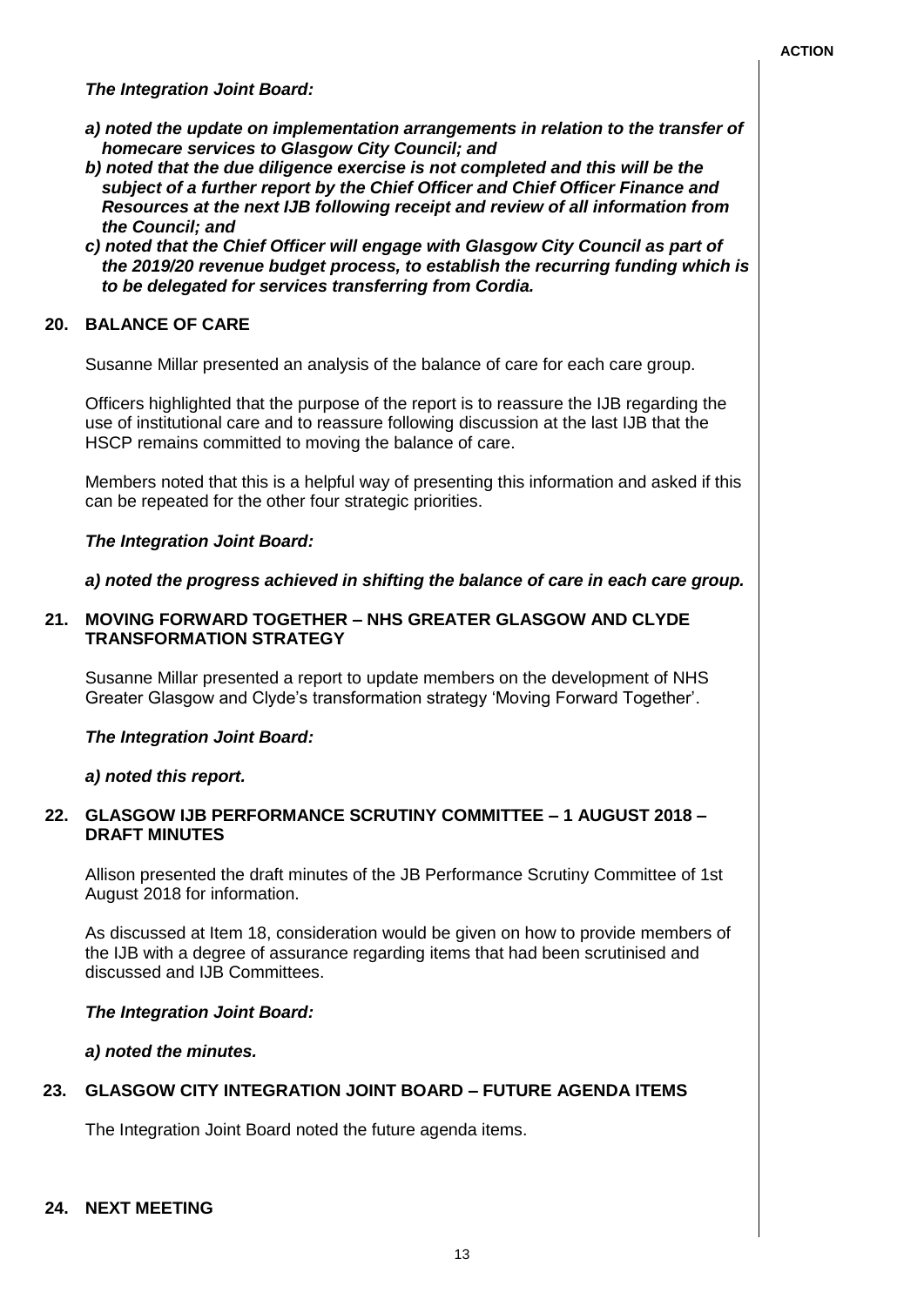ACTION

***The Integration Joint Board:***

- ***a) noted the update on implementation arrangements in relation to the transfer of homecare services to Glasgow City Council; and***
- ***b) noted that the due diligence exercise is not completed and this will be the subject of a further report by the Chief Officer and Chief Officer Finance and Resources at the next IJB following receipt and review of all information from the Council; and***
- ***c) noted that the Chief Officer will engage with Glasgow City Council as part of the 2019/20 revenue budget process, to establish the recurring funding which is to be delegated for services transferring from Cordia.***

## 20. BALANCE OF CARE

Susanne Millar presented an analysis of the balance of care for each care group.

Officers highlighted that the purpose of the report is to reassure the IJB regarding the use of institutional care and to reassure following discussion at the last IJB that the HSCP remains committed to moving the balance of care.

Members noted that this is a helpful way of presenting this information and asked if this can be repeated for the other four strategic priorities.

***The Integration Joint Board:***

***a) noted the progress achieved in shifting the balance of care in each care group.***

## 21. MOVING FORWARD TOGETHER – NHS GREATER GLASGOW AND CLYDE TRANSFORMATION STRATEGY

Susanne Millar presented a report to update members on the development of NHS Greater Glasgow and Clyde's transformation strategy 'Moving Forward Together'.

***The Integration Joint Board:***

***a) noted this report.***

## 22. GLASGOW IJB PERFORMANCE SCRUTINY COMMITTEE – 1 AUGUST 2018 – DRAFT MINUTES

Allison presented the draft minutes of the JB Performance Scrutiny Committee of 1st August 2018 for information.

As discussed at Item 18, consideration would be given on how to provide members of the IJB with a degree of assurance regarding items that had been scrutinised and discussed and IJB Committees.

***The Integration Joint Board:***

***a) noted the minutes.***

## 23. GLASGOW CITY INTEGRATION JOINT BOARD – FUTURE AGENDA ITEMS

The Integration Joint Board noted the future agenda items.

## 24. NEXT MEETING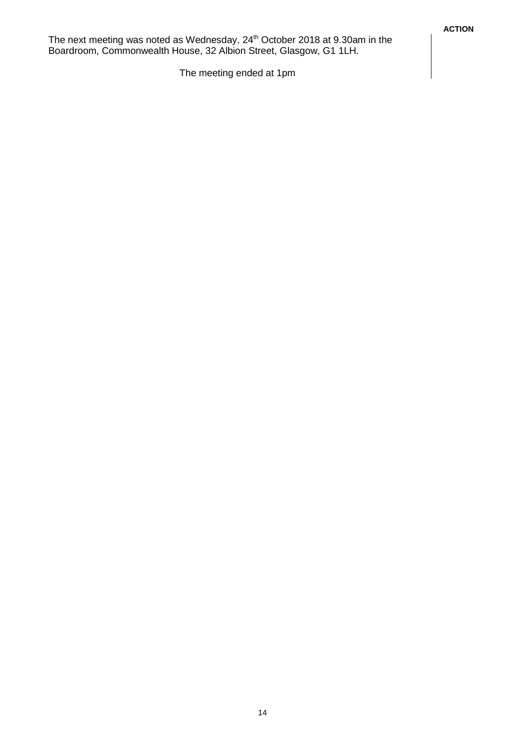**ACTION**

The next meeting was noted as Wednesday, 24th October 2018 at 9.30am in the Boardroom, Commonwealth House, 32 Albion Street, Glasgow, G1 1LH.

The meeting ended at 1pm